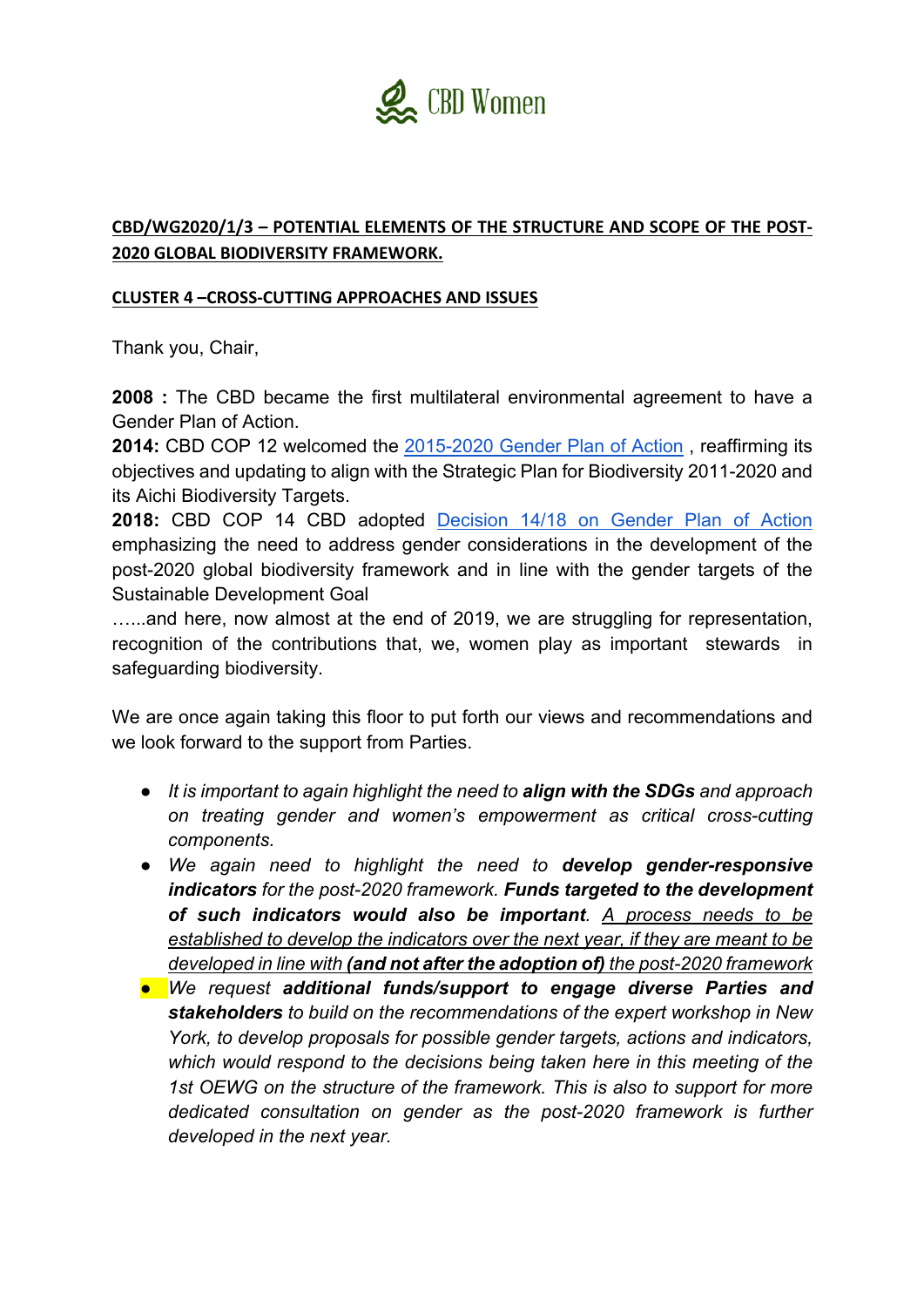CBD Women

**CBD/WG2020/1/3 – POTENTIAL ELEMENTS OF THE STRUCTURE AND SCOPE OF THE POST-2020 GLOBAL BIODIVERSITY FRAMEWORK.**

**CLUSTER 4 –CROSS-CUTTING APPROACHES AND ISSUES**

Thank you, Chair,

**2008 :** The CBD became the first multilateral environmental agreement to have a Gender Plan of Action.
**2014:** CBD COP 12 welcomed the [2015-2020 Gender Plan of Action](), reaffirming its objectives and updating to align with the Strategic Plan for Biodiversity 2011-2020 and its Aichi Biodiversity Targets.
**2018:** CBD COP 14 CBD adopted [Decision 14/18 on Gender Plan of Action]() emphasizing the need to address gender considerations in the development of the post-2020 global biodiversity framework and in line with the gender targets of the Sustainable Development Goal
…...and here, now almost at the end of 2019, we are struggling for representation, recognition of the contributions that, we, women play as important stewards in safeguarding biodiversity.

We are once again taking this floor to put forth our views and recommendations and we look forward to the support from Parties.

- *It is important to again highlight the need to **align with the SDGs** and approach on treating gender and women's empowerment as critical cross-cutting components.*
- *We again need to highlight the need to **develop gender-responsive indicators** for the post-2020 framework. **Funds targeted to the development of such indicators would also be important**. <u>A process needs to be established to develop the indicators over the next year, if they are meant to be developed in line with **(and not after the adoption of)** the post-2020 framework</u>*
- *We request **additional funds/support to engage diverse Parties and stakeholders** to build on the recommendations of the expert workshop in New York, to develop proposals for possible gender targets, actions and indicators, which would respond to the decisions being taken here in this meeting of the 1st OEWG on the structure of the framework. This is also to support for more dedicated consultation on gender as the post-2020 framework is further developed in the next year.*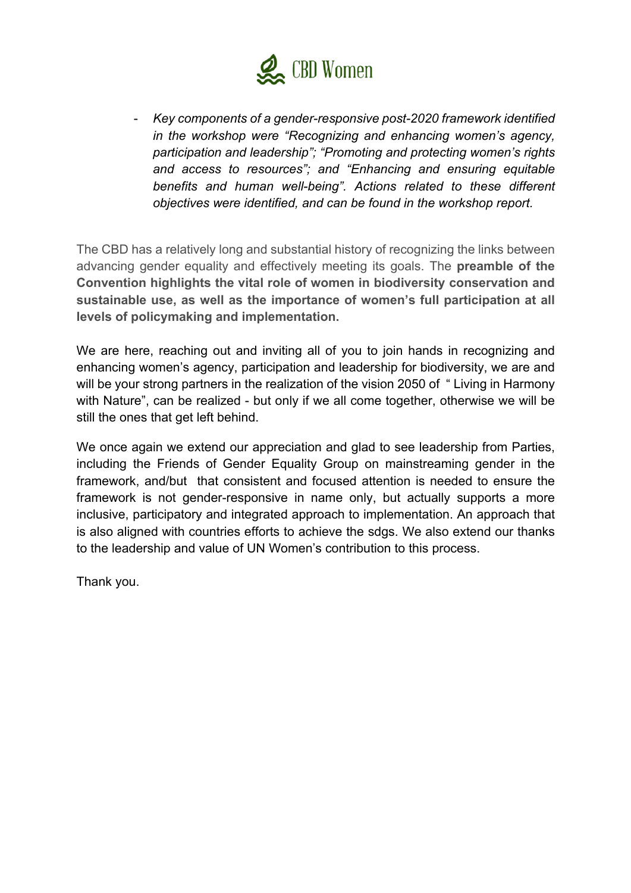- *Key components of a gender-responsive post-2020 framework identified in the workshop were "Recognizing and enhancing women's agency, participation and leadership"; "Promoting and protecting women's rights and access to resources"; and "Enhancing and ensuring equitable benefits and human well-being". Actions related to these different objectives were identified, and can be found in the workshop report.*

The CBD has a relatively long and substantial history of recognizing the links between advancing gender equality and effectively meeting its goals. The **preamble of the Convention highlights the vital role of women in biodiversity conservation and sustainable use, as well as the importance of women's full participation at all levels of policymaking and implementation.**

We are here, reaching out and inviting all of you to join hands in recognizing and enhancing women's agency, participation and leadership for biodiversity, we are and will be your strong partners in the realization of the vision 2050 of " Living in Harmony with Nature", can be realized - but only if we all come together, otherwise we will be still the ones that get left behind.

We once again we extend our appreciation and glad to see leadership from Parties, including the Friends of Gender Equality Group on mainstreaming gender in the framework, and/but that consistent and focused attention is needed to ensure the framework is not gender-responsive in name only, but actually supports a more inclusive, participatory and integrated approach to implementation. An approach that is also aligned with countries efforts to achieve the sdgs. We also extend our thanks to the leadership and value of UN Women's contribution to this process.

Thank you.